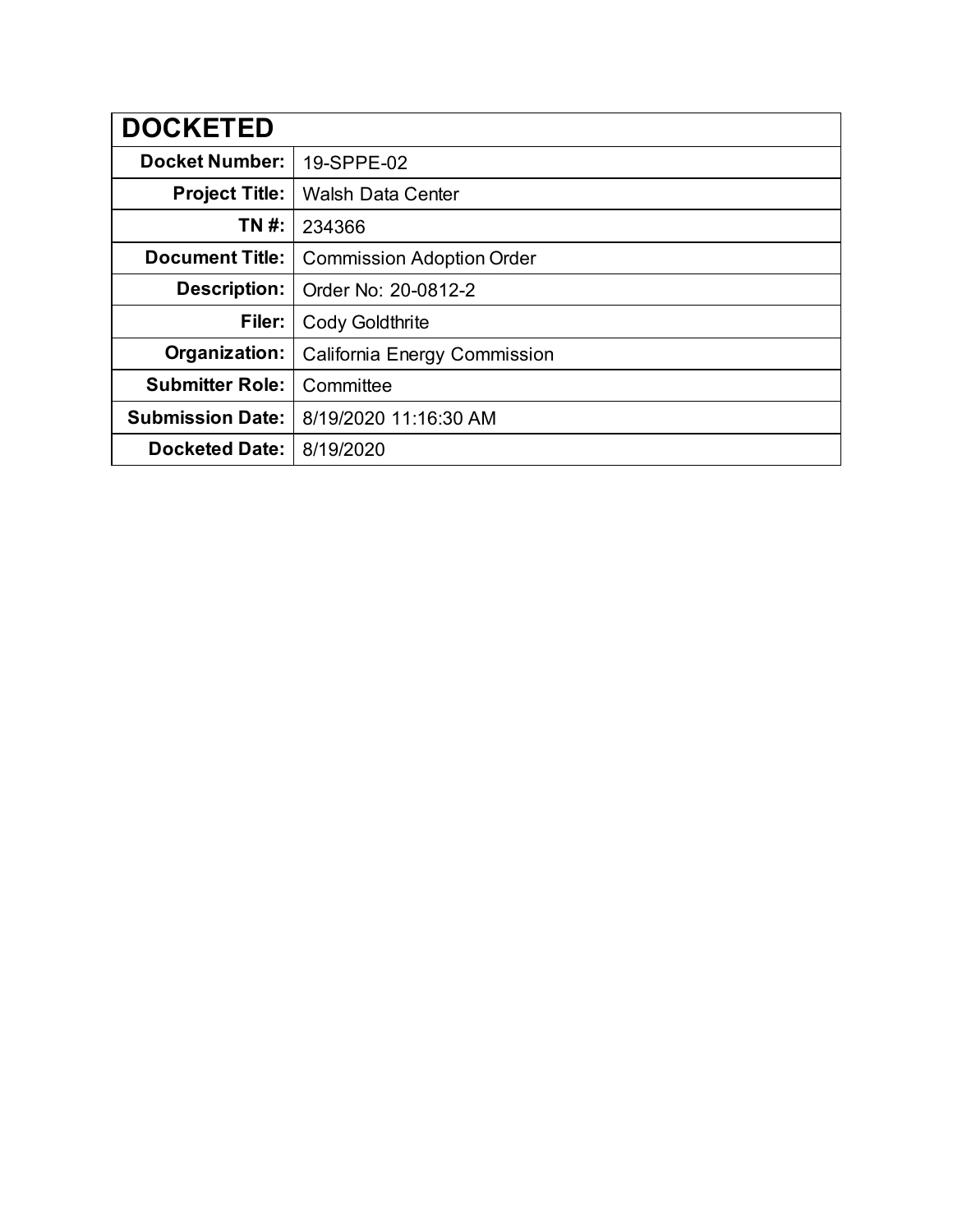| DOCKETED | |
| --- | --- |
| **Docket Number:** | 19-SPPE-02 |
| **Project Title:** | Walsh Data Center |
| **TN #:** | 234366 |
| **Document Title:** | Commission Adoption Order |
| **Description:** | Order No: 20-0812-2 |
| **Filer:** | Cody Goldthrite |
| **Organization:** | California Energy Commission |
| **Submitter Role:** | Committee |
| **Submission Date:** | 8/19/2020 11:16:30 AM |
| **Docketed Date:** | 8/19/2020 |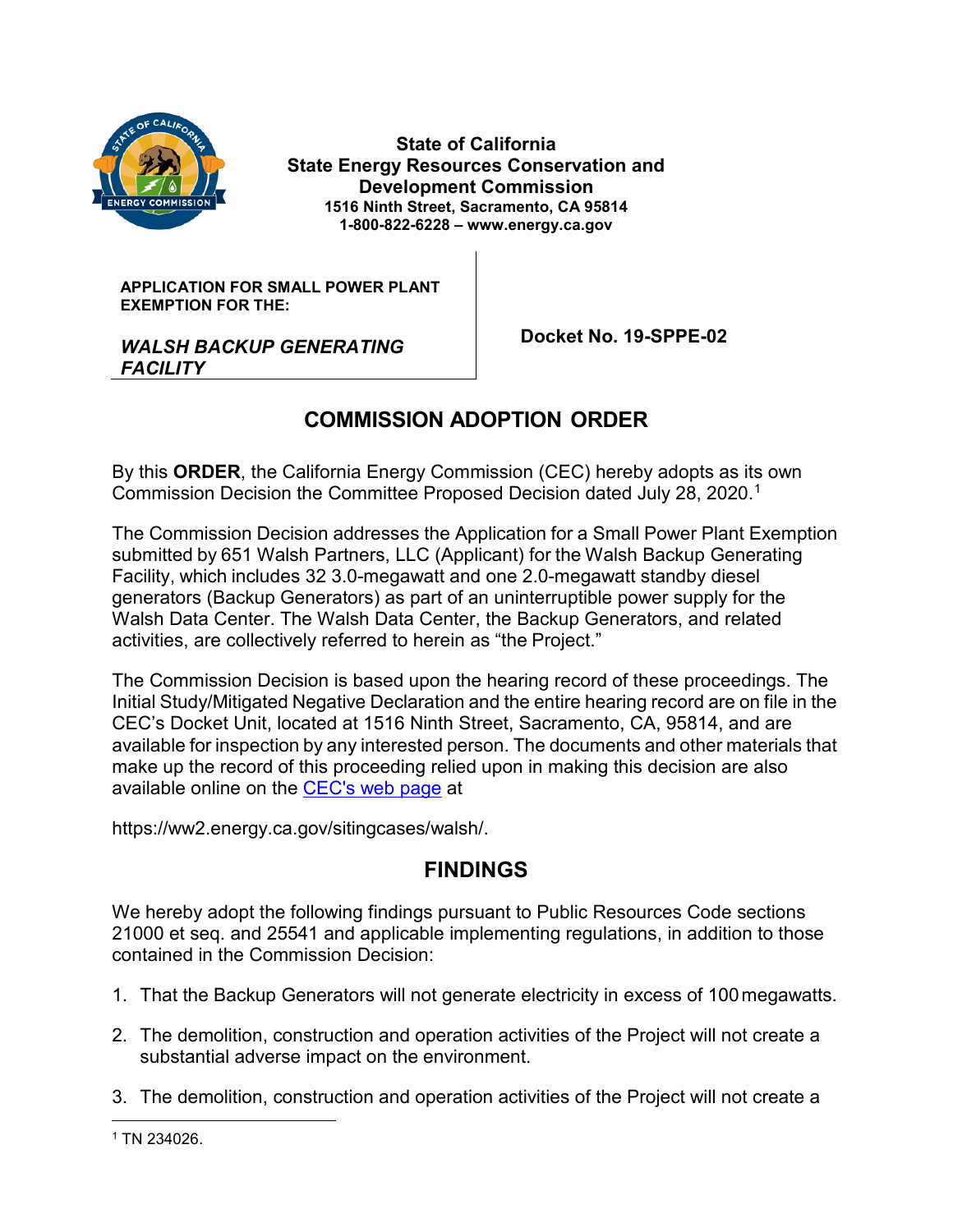**State of California**
**State Energy Resources Conservation and Development Commission**
**1516 Ninth Street, Sacramento, CA 95814**
**1-800-822-6228 – www.energy.ca.gov**

**APPLICATION FOR SMALL POWER PLANT EXEMPTION FOR THE:**

***WALSH BACKUP GENERATING FACILITY***

**Docket No. 19-SPPE-02**

## COMMISSION ADOPTION ORDER

By this **ORDER**, the California Energy Commission (CEC) hereby adopts as its own Commission Decision the Committee Proposed Decision dated July 28, 2020.[1]

The Commission Decision addresses the Application for a Small Power Plant Exemption submitted by 651 Walsh Partners, LLC (Applicant) for the Walsh Backup Generating Facility, which includes 32 3.0-megawatt and one 2.0-megawatt standby diesel generators (Backup Generators) as part of an uninterruptible power supply for the Walsh Data Center. The Walsh Data Center, the Backup Generators, and related activities, are collectively referred to herein as "the Project."

The Commission Decision is based upon the hearing record of these proceedings. The Initial Study/Mitigated Negative Declaration and the entire hearing record are on file in the CEC's Docket Unit, located at 1516 Ninth Street, Sacramento, CA, 95814, and are available for inspection by any interested person. The documents and other materials that make up the record of this proceeding relied upon in making this decision are also available online on the CEC's web page at

https://ww2.energy.ca.gov/sitingcases/walsh/.

## FINDINGS

We hereby adopt the following findings pursuant to Public Resources Code sections 21000 et seq. and 25541 and applicable implementing regulations, in addition to those contained in the Commission Decision:

1. That the Backup Generators will not generate electricity in excess of 100 megawatts.
2. The demolition, construction and operation activities of the Project will not create a substantial adverse impact on the environment.
3. The demolition, construction and operation activities of the Project will not create a

[1] TN 234026.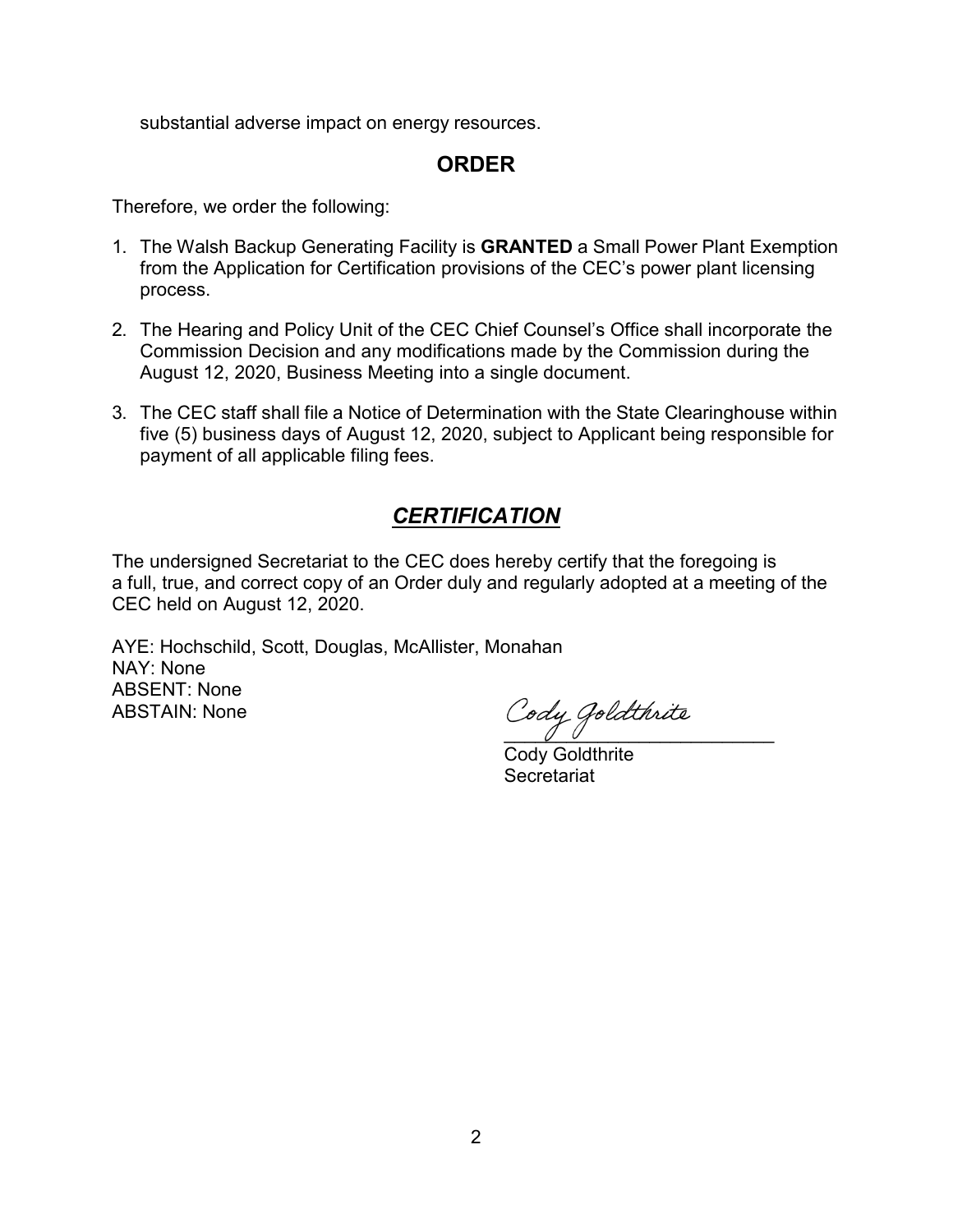substantial adverse impact on energy resources.

## ORDER

Therefore, we order the following:

1. The Walsh Backup Generating Facility is **GRANTED** a Small Power Plant Exemption from the Application for Certification provisions of the CEC's power plant licensing process.

2. The Hearing and Policy Unit of the CEC Chief Counsel's Office shall incorporate the Commission Decision and any modifications made by the Commission during the August 12, 2020, Business Meeting into a single document.

3. The CEC staff shall file a Notice of Determination with the State Clearinghouse within five (5) business days of August 12, 2020, subject to Applicant being responsible for payment of all applicable filing fees.

## ***CERTIFICATION***

The undersigned Secretariat to the CEC does hereby certify that the foregoing is a full, true, and correct copy of an Order duly and regularly adopted at a meeting of the CEC held on August 12, 2020.

AYE: Hochschild, Scott, Douglas, McAllister, Monahan
NAY: None
ABSENT: None
ABSTAIN: None

Cody Goldthrite
_________________________
Cody Goldthrite
Secretariat